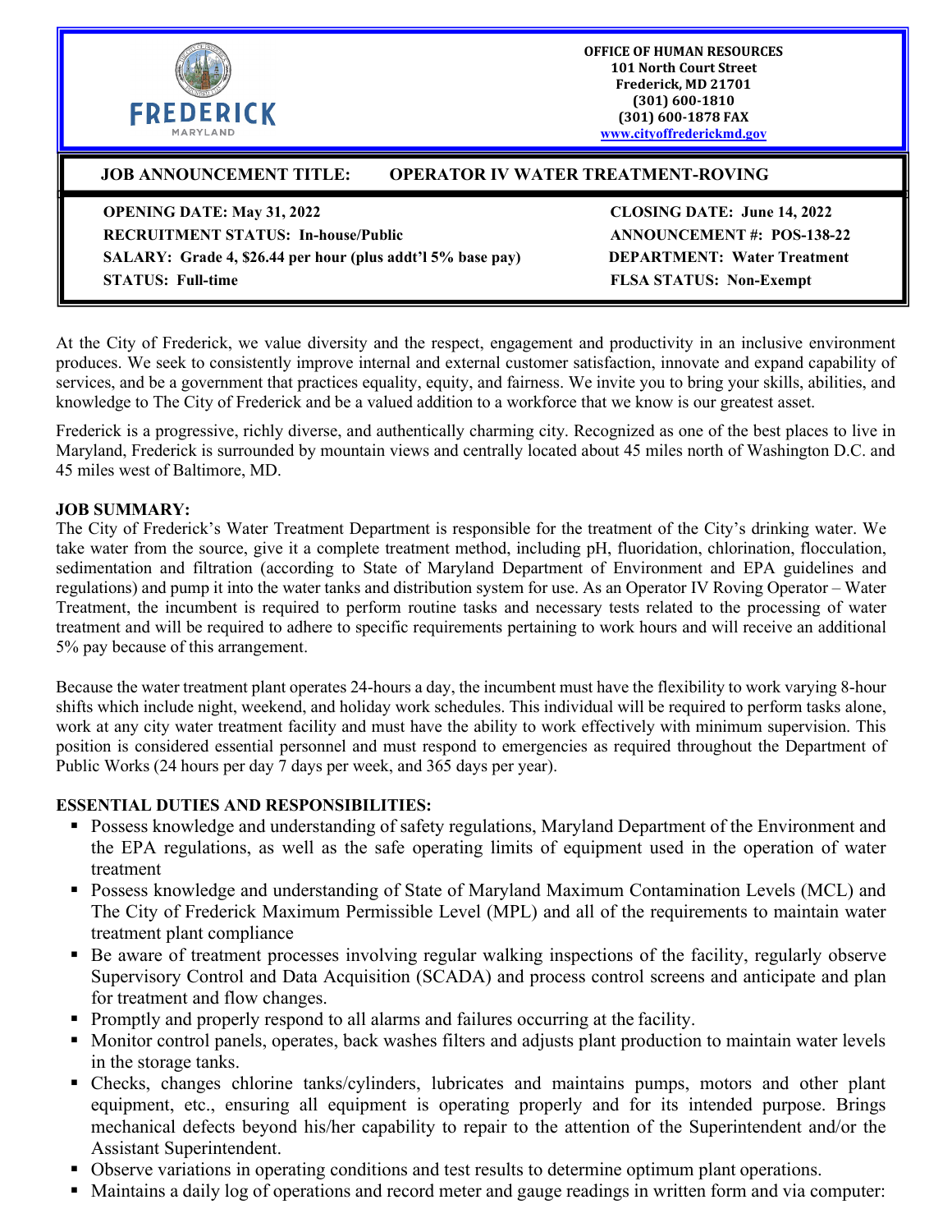FREDERICK
MARYLAND

**OFFICE OF HUMAN RESOURCES**
**101 North Court Street**
**Frederick, MD 21701**
**(301) 600-1810**
**(301) 600-1878 FAX**
**www.cityoffrederickmd.gov**

## JOB ANNOUNCEMENT TITLE: OPERATOR IV WATER TREATMENT-ROVING

**OPENING DATE: May 31, 2022**
**CLOSING DATE: June 14, 2022**
**RECRUITMENT STATUS: In-house/Public**
**ANNOUNCEMENT #: POS-138-22**
**SALARY: Grade 4, $26.44 per hour (plus addt'l 5% base pay)**
**DEPARTMENT: Water Treatment**
**STATUS: Full-time**
**FLSA STATUS: Non-Exempt**

At the City of Frederick, we value diversity and the respect, engagement and productivity in an inclusive environment produces. We seek to consistently improve internal and external customer satisfaction, innovate and expand capability of services, and be a government that practices equality, equity, and fairness. We invite you to bring your skills, abilities, and knowledge to The City of Frederick and be a valued addition to a workforce that we know is our greatest asset.

Frederick is a progressive, richly diverse, and authentically charming city. Recognized as one of the best places to live in Maryland, Frederick is surrounded by mountain views and centrally located about 45 miles north of Washington D.C. and 45 miles west of Baltimore, MD.

**JOB SUMMARY:**
The City of Frederick's Water Treatment Department is responsible for the treatment of the City's drinking water. We take water from the source, give it a complete treatment method, including pH, fluoridation, chlorination, flocculation, sedimentation and filtration (according to State of Maryland Department of Environment and EPA guidelines and regulations) and pump it into the water tanks and distribution system for use. As an Operator IV Roving Operator – Water Treatment, the incumbent is required to perform routine tasks and necessary tests related to the processing of water treatment and will be required to adhere to specific requirements pertaining to work hours and will receive an additional 5% pay because of this arrangement.

Because the water treatment plant operates 24-hours a day, the incumbent must have the flexibility to work varying 8-hour shifts which include night, weekend, and holiday work schedules. This individual will be required to perform tasks alone, work at any city water treatment facility and must have the ability to work effectively with minimum supervision. This position is considered essential personnel and must respond to emergencies as required throughout the Department of Public Works (24 hours per day 7 days per week, and 365 days per year).

**ESSENTIAL DUTIES AND RESPONSIBILITIES:**

- Possess knowledge and understanding of safety regulations, Maryland Department of the Environment and the EPA regulations, as well as the safe operating limits of equipment used in the operation of water treatment
- Possess knowledge and understanding of State of Maryland Maximum Contamination Levels (MCL) and The City of Frederick Maximum Permissible Level (MPL) and all of the requirements to maintain water treatment plant compliance
- Be aware of treatment processes involving regular walking inspections of the facility, regularly observe Supervisory Control and Data Acquisition (SCADA) and process control screens and anticipate and plan for treatment and flow changes.
- Promptly and properly respond to all alarms and failures occurring at the facility.
- Monitor control panels, operates, back washes filters and adjusts plant production to maintain water levels in the storage tanks.
- Checks, changes chlorine tanks/cylinders, lubricates and maintains pumps, motors and other plant equipment, etc., ensuring all equipment is operating properly and for its intended purpose. Brings mechanical defects beyond his/her capability to repair to the attention of the Superintendent and/or the Assistant Superintendent.
- Observe variations in operating conditions and test results to determine optimum plant operations.
- Maintains a daily log of operations and record meter and gauge readings in written form and via computer: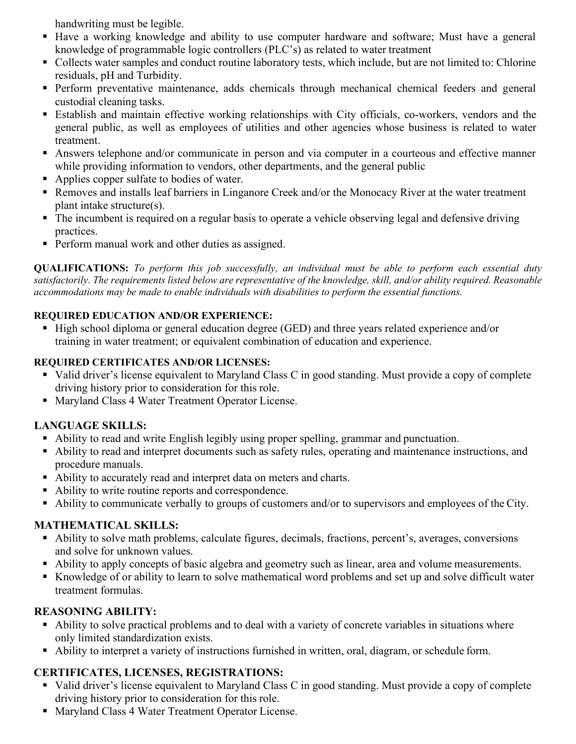handwriting must be legible.

- Have a working knowledge and ability to use computer hardware and software; Must have a general knowledge of programmable logic controllers (PLC's) as related to water treatment
- Collects water samples and conduct routine laboratory tests, which include, but are not limited to: Chlorine residuals, pH and Turbidity.
- Perform preventative maintenance, adds chemicals through mechanical chemical feeders and general custodial cleaning tasks.
- Establish and maintain effective working relationships with City officials, co-workers, vendors and the general public, as well as employees of utilities and other agencies whose business is related to water treatment.
- Answers telephone and/or communicate in person and via computer in a courteous and effective manner while providing information to vendors, other departments, and the general public
- Applies copper sulfate to bodies of water.
- Removes and installs leaf barriers in Linganore Creek and/or the Monocacy River at the water treatment plant intake structure(s).
- The incumbent is required on a regular basis to operate a vehicle observing legal and defensive driving practices.
- Perform manual work and other duties as assigned.

**QUALIFICATIONS:** *To perform this job successfully, an individual must be able to perform each essential duty satisfactorily. The requirements listed below are representative of the knowledge, skill, and/or ability required. Reasonable accommodations may be made to enable individuals with disabilities to perform the essential functions.*

**REQUIRED EDUCATION AND/OR EXPERIENCE:**

- High school diploma or general education degree (GED) and three years related experience and/or training in water treatment; or equivalent combination of education and experience.

**REQUIRED CERTIFICATES AND/OR LICENSES:**

- Valid driver's license equivalent to Maryland Class C in good standing. Must provide a copy of complete driving history prior to consideration for this role.
- Maryland Class 4 Water Treatment Operator License.

## LANGUAGE SKILLS:

- Ability to read and write English legibly using proper spelling, grammar and punctuation.
- Ability to read and interpret documents such as safety rules, operating and maintenance instructions, and procedure manuals.
- Ability to accurately read and interpret data on meters and charts.
- Ability to write routine reports and correspondence.
- Ability to communicate verbally to groups of customers and/or to supervisors and employees of the City.

## MATHEMATICAL SKILLS:

- Ability to solve math problems, calculate figures, decimals, fractions, percent's, averages, conversions and solve for unknown values.
- Ability to apply concepts of basic algebra and geometry such as linear, area and volume measurements.
- Knowledge of or ability to learn to solve mathematical word problems and set up and solve difficult water treatment formulas.

## REASONING ABILITY:

- Ability to solve practical problems and to deal with a variety of concrete variables in situations where only limited standardization exists.
- Ability to interpret a variety of instructions furnished in written, oral, diagram, or schedule form.

## CERTIFICATES, LICENSES, REGISTRATIONS:

- Valid driver's license equivalent to Maryland Class C in good standing. Must provide a copy of complete driving history prior to consideration for this role.
- Maryland Class 4 Water Treatment Operator License.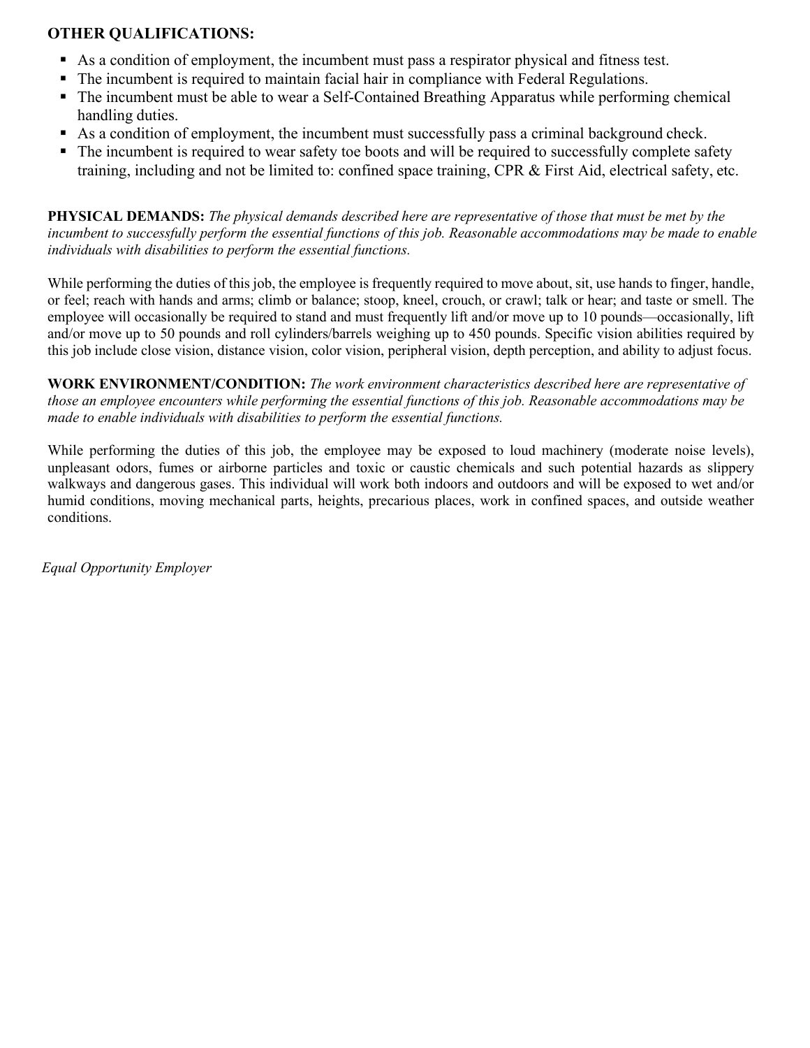**OTHER QUALIFICATIONS:**

- As a condition of employment, the incumbent must pass a respirator physical and fitness test.
- The incumbent is required to maintain facial hair in compliance with Federal Regulations.
- The incumbent must be able to wear a Self-Contained Breathing Apparatus while performing chemical handling duties.
- As a condition of employment, the incumbent must successfully pass a criminal background check.
- The incumbent is required to wear safety toe boots and will be required to successfully complete safety training, including and not be limited to: confined space training, CPR & First Aid, electrical safety, etc.

**PHYSICAL DEMANDS:** *The physical demands described here are representative of those that must be met by the incumbent to successfully perform the essential functions of this job. Reasonable accommodations may be made to enable individuals with disabilities to perform the essential functions.*

While performing the duties of this job, the employee is frequently required to move about, sit, use hands to finger, handle, or feel; reach with hands and arms; climb or balance; stoop, kneel, crouch, or crawl; talk or hear; and taste or smell. The employee will occasionally be required to stand and must frequently lift and/or move up to 10 pounds—occasionally, lift and/or move up to 50 pounds and roll cylinders/barrels weighing up to 450 pounds. Specific vision abilities required by this job include close vision, distance vision, color vision, peripheral vision, depth perception, and ability to adjust focus.

**WORK ENVIRONMENT/CONDITION:** *The work environment characteristics described here are representative of those an employee encounters while performing the essential functions of this job. Reasonable accommodations may be made to enable individuals with disabilities to perform the essential functions.*

While performing the duties of this job, the employee may be exposed to loud machinery (moderate noise levels), unpleasant odors, fumes or airborne particles and toxic or caustic chemicals and such potential hazards as slippery walkways and dangerous gases. This individual will work both indoors and outdoors and will be exposed to wet and/or humid conditions, moving mechanical parts, heights, precarious places, work in confined spaces, and outside weather conditions.

*Equal Opportunity Employer*